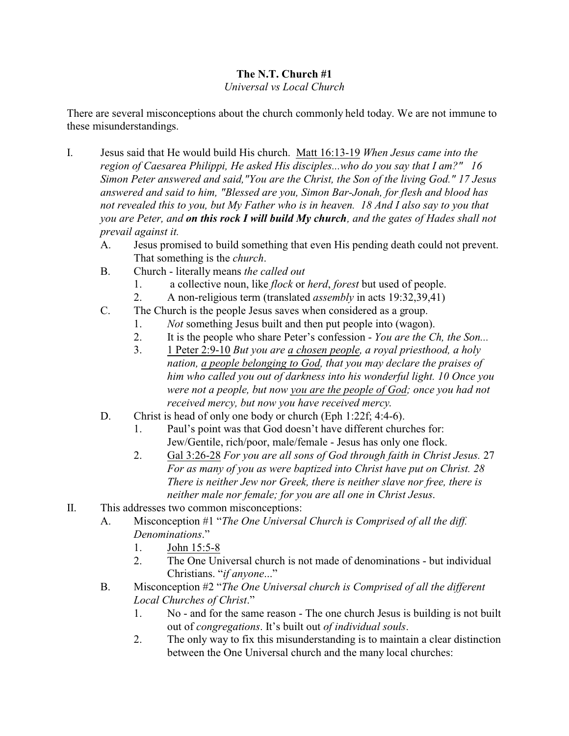**The N.T. Church #1**

*Universal vs Local Church*

There are several misconceptions about the church commonly held today. We are not immune to these misunderstandings.

I. Jesus said that He would build His church. <u>Matt 16:13-19</u> *When Jesus came into the region of Caesarea Philippi, He asked His disciples...who do you say that I am?" 16 Simon Peter answered and said,"You are the Christ, the Son of the living God." 17 Jesus answered and said to him, "Blessed are you, Simon Bar-Jonah, for flesh and blood has not revealed this to you, but My Father who is in heaven. 18 And I also say to you that you are Peter, and* ***on this rock I will build My church****, and the gates of Hades shall not prevail against it.*

   A. Jesus promised to build something that even His pending death could not prevent. That something is the *church*.

   B. Church - literally means *the called out*

      1. a collective noun, like *flock* or *herd*, *forest* but used of people.

      2. A non-religious term (translated *assembly* in acts 19:32,39,41)

   C. The Church is the people Jesus saves when considered as a group.

      1. *Not* something Jesus built and then put people into (wagon).

      2. It is the people who share Peter's confession - *You are the Ch, the Son...*

      3. <u>1 Peter 2:9-10</u> *But you are <u>a chosen people</u>, a royal priesthood, a holy nation, <u>a people belonging to God</u>, that you may declare the praises of him who called you out of darkness into his wonderful light. 10 Once you were not a people, but now <u>you are the people of God</u>; once you had not received mercy, but now you have received mercy.*

   D. Christ is head of only one body or church (Eph 1:22f; 4:4-6).

      1. Paul's point was that God doesn't have different churches for: Jew/Gentile, rich/poor, male/female - Jesus has only one flock.

      2. <u>Gal 3:26-28</u> *For you are all sons of God through faith in Christ Jesus.* 27 *For as many of you as were baptized into Christ have put on Christ. 28 There is neither Jew nor Greek, there is neither slave nor free, there is neither male nor female; for you are all one in Christ Jesus*.

II. This addresses two common misconceptions:

   A. Misconception #1 "*The One Universal Church is Comprised of all the diff. Denominations*."

      1. <u>John 15:5-8</u>

      2. The One Universal church is not made of denominations - but individual Christians. "*if anyone*..."

   B. Misconception #2 "*The One Universal church is Comprised of all the different Local Churches of Christ*."

      1. No - and for the same reason - The one church Jesus is building is not built out of *congregations*. It's built out *of individual souls*.

      2. The only way to fix this misunderstanding is to maintain a clear distinction between the One Universal church and the many local churches: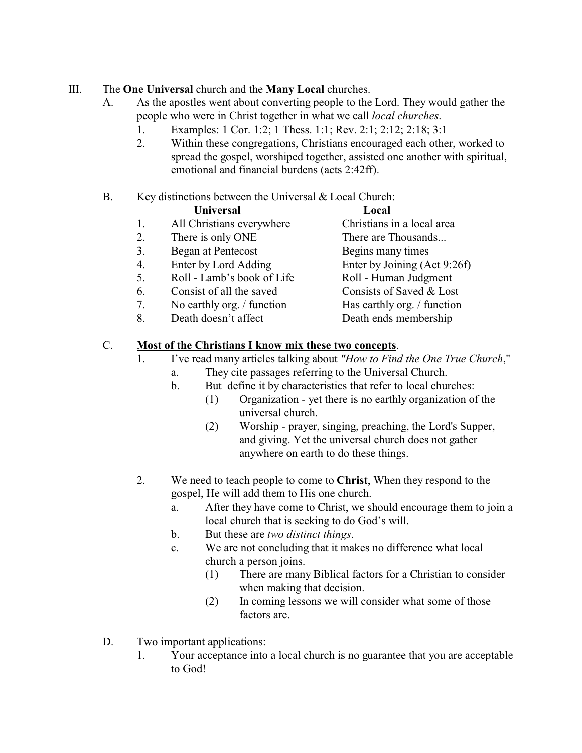III. The **One Universal** church and the **Many Local** churches.

A. As the apostles went about converting people to the Lord. They would gather the people who were in Christ together in what we call *local churches*.

1. Examples: 1 Cor. 1:2; 1 Thess. 1:1; Rev. 2:1; 2:12; 2:18; 3:1
2. Within these congregations, Christians encouraged each other, worked to spread the gospel, worshiped together, assisted one another with spiritual, emotional and financial burdens (acts 2:42ff).

B. Key distinctions between the Universal & Local Church:

| | **Universal** | **Local** |
|---|---|---|
| 1. | All Christians everywhere | Christians in a local area |
| 2. | There is only ONE | There are Thousands... |
| 3. | Began at Pentecost | Begins many times |
| 4. | Enter by Lord Adding | Enter by Joining (Act 9:26f) |
| 5. | Roll - Lamb's book of Life | Roll - Human Judgment |
| 6. | Consist of all the saved | Consists of Saved & Lost |
| 7. | No earthly org. / function | Has earthly org. / function |
| 8. | Death doesn't affect | Death ends membership |

C. **<u>Most of the Christians I know mix these two concepts</u>**.

1. I've read many articles talking about *"How to Find the One True Church*,"
   a. They cite passages referring to the Universal Church.
   b. But define it by characteristics that refer to local churches:
      (1) Organization - yet there is no earthly organization of the universal church.
      (2) Worship - prayer, singing, preaching, the Lord's Supper, and giving. Yet the universal church does not gather anywhere on earth to do these things.

2. We need to teach people to come to **Christ**, When they respond to the gospel, He will add them to His one church.
   a. After they have come to Christ, we should encourage them to join a local church that is seeking to do God's will.
   b. But these are *two distinct things*.
   c. We are not concluding that it makes no difference what local church a person joins.
      (1) There are many Biblical factors for a Christian to consider when making that decision.
      (2) In coming lessons we will consider what some of those factors are.

D. Two important applications:

1. Your acceptance into a local church is no guarantee that you are acceptable to God!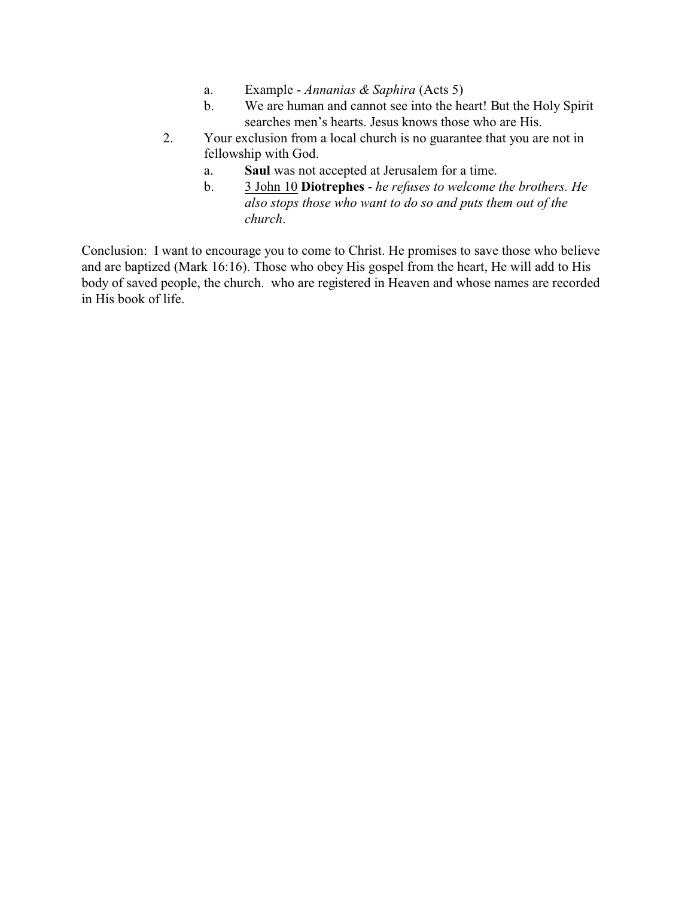a. Example - *Annanias & Saphira* (Acts 5)
  b. We are human and cannot see into the heart! But the Holy Spirit searches men's hearts. Jesus knows those who are His.

2. Your exclusion from a local church is no guarantee that you are not in fellowship with God.
   a. **Saul** was not accepted at Jerusalem for a time.
   b. <u>3 John 10</u> **Diotrephes** - *he refuses to welcome the brothers. He also stops those who want to do so and puts them out of the church*.

Conclusion: I want to encourage you to come to Christ. He promises to save those who believe and are baptized (Mark 16:16). Those who obey His gospel from the heart, He will add to His body of saved people, the church. who are registered in Heaven and whose names are recorded in His book of life.